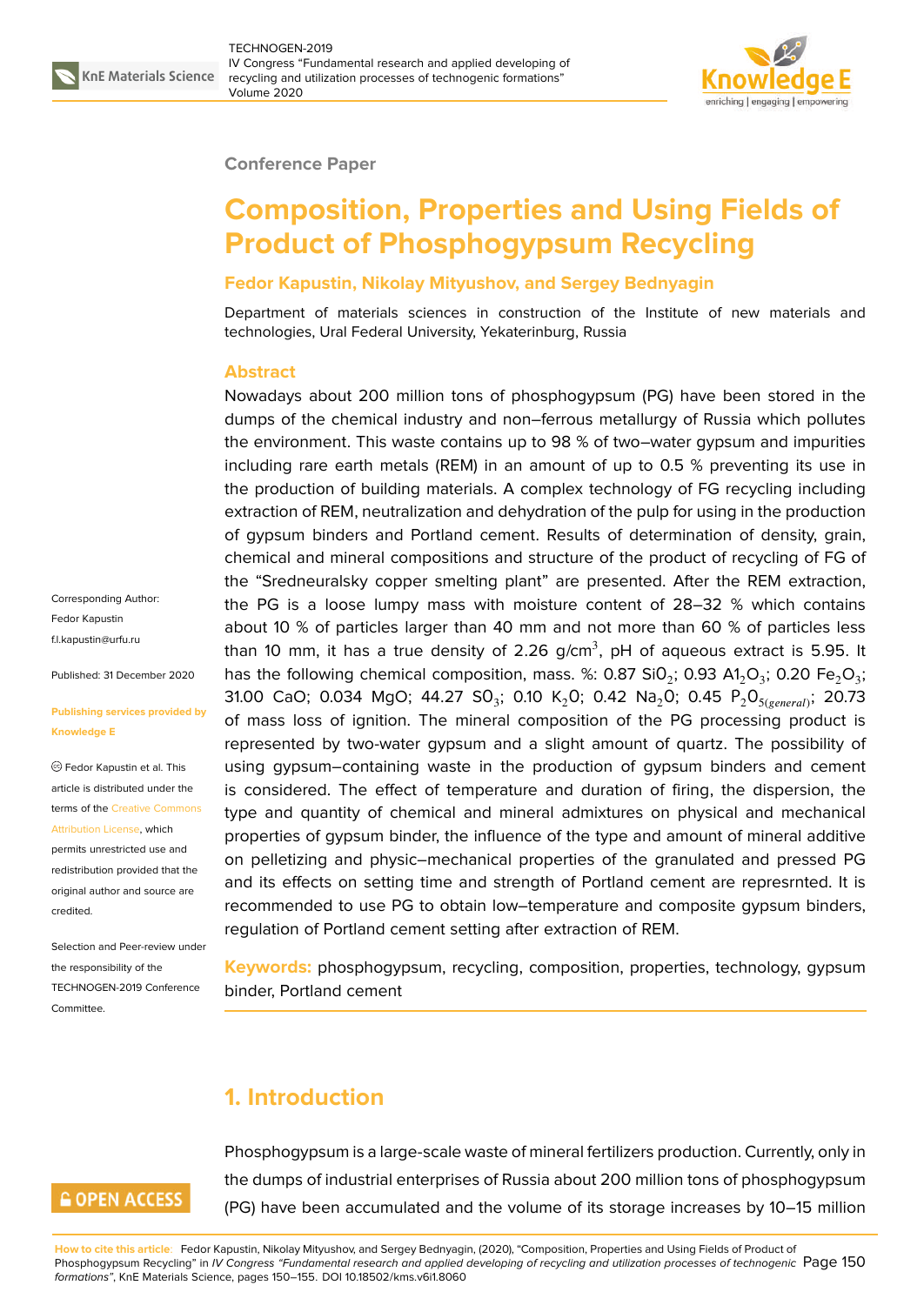Conference Paper

# Composition, Properties and Using Fields of Product of Phosphogypsum Recycling

**Fedor Kapustin, Nikolay Mityushov, and Sergey Bednyagin**

Department of materials sciences in construction of the Institute of new materials and technologies, Ural Federal University, Yekaterinburg, Russia

## Abstract

Nowadays about 200 million tons of phosphogypsum (PG) have been stored in the dumps of the chemical industry and non–ferrous metallurgy of Russia which pollutes the environment. This waste contains up to 98 % of two–water gypsum and impurities including rare earth metals (REM) in an amount of up to 0.5 % preventing its use in the production of building materials. A complex technology of FG recycling including extraction of REM, neutralization and dehydration of the pulp for using in the production of gypsum binders and Portland cement. Results of determination of density, grain, chemical and mineral compositions and structure of the product of recycling of FG of the "Sredneuralsky copper smelting plant" are presented. After the REM extraction, the PG is a loose lumpy mass with moisture content of 28–32 % which contains about 10 % of particles larger than 40 mm and not more than 60 % of particles less than 10 mm, it has a true density of 2.26 g/cm$^3$, pH of aqueous extract is 5.95. It has the following chemical composition, mass. %: 0.87 $SiO_2$; 0.93 $Al_2O_3$; 0.20 $Fe_2O_3$; 31.00 CaO; 0.034 MgO; 44.27 $SO_3$; 0.10 $K_2O$; 0.42 $Na_2O$; 0.45 $P_2O_{5(general)}$; 20.73 of mass loss of ignition. The mineral composition of the PG processing product is represented by two-water gypsum and a slight amount of quartz. The possibility of using gypsum–containing waste in the production of gypsum binders and cement is considered. The effect of temperature and duration of firing, the dispersion, the type and quantity of chemical and mineral admixtures on physical and mechanical properties of gypsum binder, the influence of the type and amount of mineral additive on pelletizing and physic–mechanical properties of the granulated and pressed PG and its effects on setting time and strength of Portland cement are represrnted. It is recommended to use PG to obtain low–temperature and composite gypsum binders, regulation of Portland cement setting after extraction of REM.

**Keywords:** phosphogypsum, recycling, composition, properties, technology, gypsum binder, Portland cement

Corresponding Author: Fedor Kapustin f.l.kapustin@urfu.ru

Published: 31 December 2020

Publishing services provided by Knowledge E

Fedor Kapustin et al. This article is distributed under the terms of the Creative Commons Attribution License, which permits unrestricted use and redistribution provided that the original author and source are credited.

Selection and Peer-review under the responsibility of the TECHNOGEN-2019 Conference Committee.

## 1. Introduction

Phosphogypsum is a large-scale waste of mineral fertilizers production. Currently, only in the dumps of industrial enterprises of Russia about 200 million tons of phosphogypsum (PG) have been accumulated and the volume of its storage increases by 10–15 million

**How to cite this article:** Fedor Kapustin, Nikolay Mityushov, and Sergey Bednyagin, (2020), "Composition, Properties and Using Fields of Product of Phosphogypsum Recycling" in *IV Congress "Fundamental research and applied developing of recycling and utilization processes of technogenic formations"*, KnE Materials Science, pages 150–155. DOI 10.18502/kms.v6i1.8060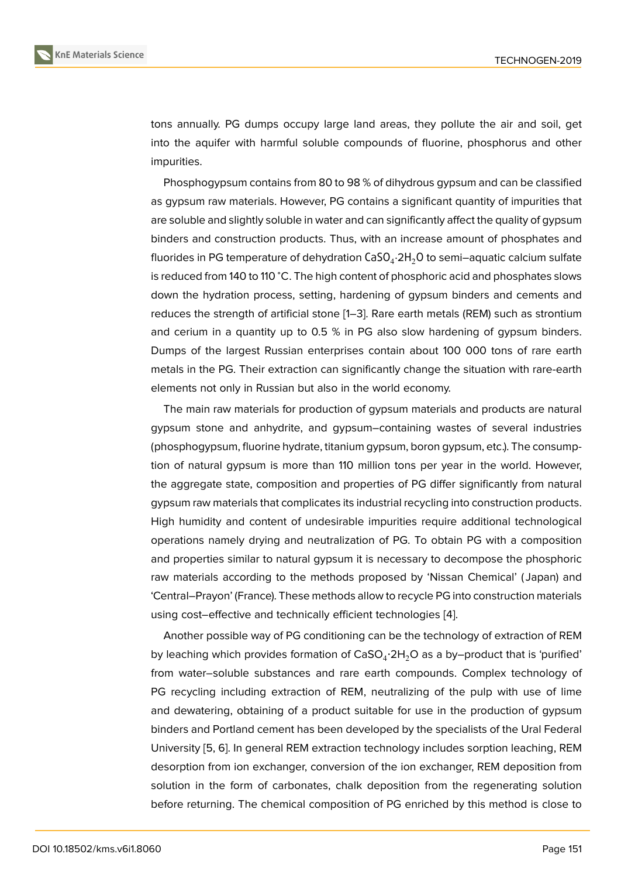tons annually. PG dumps occupy large land areas, they pollute the air and soil, get into the aquifer with harmful soluble compounds of fluorine, phosphorus and other impurities.

Phosphogypsum contains from 80 to 98 % of dihydrous gypsum and can be classified as gypsum raw materials. However, PG contains a significant quantity of impurities that are soluble and slightly soluble in water and can significantly affect the quality of gypsum binders and construction products. Thus, with an increase amount of phosphates and fluorides in PG temperature of dehydration $CaSO_4 \cdot 2H_2O$ to semi–aquatic calcium sulfate is reduced from 140 to 110 °C. The high content of phosphoric acid and phosphates slows down the hydration process, setting, hardening of gypsum binders and cements and reduces the strength of artificial stone [1–3]. Rare earth metals (REM) such as strontium and cerium in a quantity up to 0.5 % in PG also slow hardening of gypsum binders. Dumps of the largest Russian enterprises contain about 100 000 tons of rare earth metals in the PG. Their extraction can significantly change the situation with rare-earth elements not only in Russian but also in the world economy.

The main raw materials for production of gypsum materials and products are natural gypsum stone and anhydrite, and gypsum–containing wastes of several industries (phosphogypsum, fluorine hydrate, titanium gypsum, boron gypsum, etc.). The consumption of natural gypsum is more than 110 million tons per year in the world. However, the aggregate state, composition and properties of PG differ significantly from natural gypsum raw materials that complicates its industrial recycling into construction products. High humidity and content of undesirable impurities require additional technological operations namely drying and neutralization of PG. To obtain PG with a composition and properties similar to natural gypsum it is necessary to decompose the phosphoric raw materials according to the methods proposed by 'Nissan Chemical' (Japan) and 'Central–Prayon' (France). These methods allow to recycle PG into construction materials using cost–effective and technically efficient technologies [4].

Another possible way of PG conditioning can be the technology of extraction of REM by leaching which provides formation of $CaSO_4 \cdot 2H_2O$ as a by–product that is 'purified' from water–soluble substances and rare earth compounds. Complex technology of PG recycling including extraction of REM, neutralizing of the pulp with use of lime and dewatering, obtaining of a product suitable for use in the production of gypsum binders and Portland cement has been developed by the specialists of the Ural Federal University [5, 6]. In general REM extraction technology includes sorption leaching, REM desorption from ion exchanger, conversion of the ion exchanger, REM deposition from solution in the form of carbonates, chalk deposition from the regenerating solution before returning. The chemical composition of PG enriched by this method is close to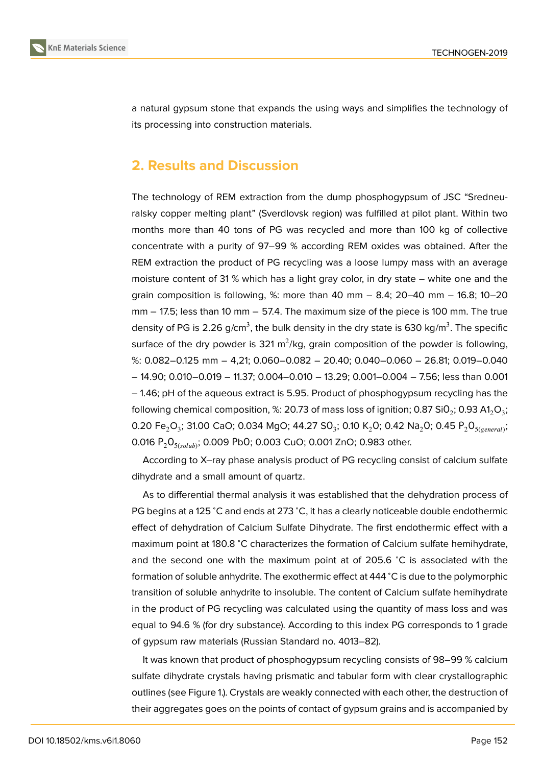a natural gypsum stone that expands the using ways and simplifies the technology of its processing into construction materials.

## 2. Results and Discussion

The technology of REM extraction from the dump phosphogypsum of JSC "Sredneuralsky copper melting plant" (Sverdlovsk region) was fulfilled at pilot plant. Within two months more than 40 tons of PG was recycled and more than 100 kg of collective concentrate with a purity of 97–99 % according REM oxides was obtained. After the REM extraction the product of PG recycling was a loose lumpy mass with an average moisture content of 31 % which has a light gray color, in dry state – white one and the grain composition is following, %: more than 40 mm – 8.4; 20–40 mm – 16.8; 10–20 mm – 17.5; less than 10 mm – 57.4. The maximum size of the piece is 100 mm. The true density of PG is 2.26 g/cm$^3$, the bulk density in the dry state is 630 kg/m$^3$. The specific surface of the dry powder is 321 m$^2$/kg, grain composition of the powder is following, %: 0.082–0.125 mm – 4,21; 0.060–0.082 – 20.40; 0.040–0.060 – 26.81; 0.019–0.040 – 14.90; 0.010–0.019 – 11.37; 0.004–0.010 – 13.29; 0.001–0.004 – 7.56; less than 0.001 – 1.46; pH of the aqueous extract is 5.95. Product of phosphogypsum recycling has the following chemical composition, %: 20.73 of mass loss of ignition; 0.87 $SiO_2$; 0.93 $Al_2O_3$; 0.20 $Fe_2O_3$; 31.00 CaO; 0.034 MgO; 44.27 $SO_3$; 0.10 $K_2O$; 0.42 $Na_2O$; 0.45 $P_2O_{5(general)}$; 0.016 $P_2O_{5(solub)}$; 0.009 PbO; 0.003 CuO; 0.001 ZnO; 0.983 other.

According to X–ray phase analysis product of PG recycling consist of calcium sulfate dihydrate and a small amount of quartz.

As to differential thermal analysis it was established that the dehydration process of PG begins at a 125 °C and ends at 273 °C, it has a clearly noticeable double endothermic effect of dehydration of Calcium Sulfate Dihydrate. The first endothermic effect with a maximum point at 180.8 °C characterizes the formation of Calcium sulfate hemihydrate, and the second one with the maximum point at of 205.6 °C is associated with the formation of soluble anhydrite. The exothermic effect at 444 °C is due to the polymorphic transition of soluble anhydrite to insoluble. The content of Calcium sulfate hemihydrate in the product of PG recycling was calculated using the quantity of mass loss and was equal to 94.6 % (for dry substance). According to this index PG corresponds to 1 grade of gypsum raw materials (Russian Standard no. 4013–82).

It was known that product of phosphogypsum recycling consists of 98–99 % calcium sulfate dihydrate crystals having prismatic and tabular form with clear crystallographic outlines (see Figure 1.). Crystals are weakly connected with each other, the destruction of their aggregates goes on the points of contact of gypsum grains and is accompanied by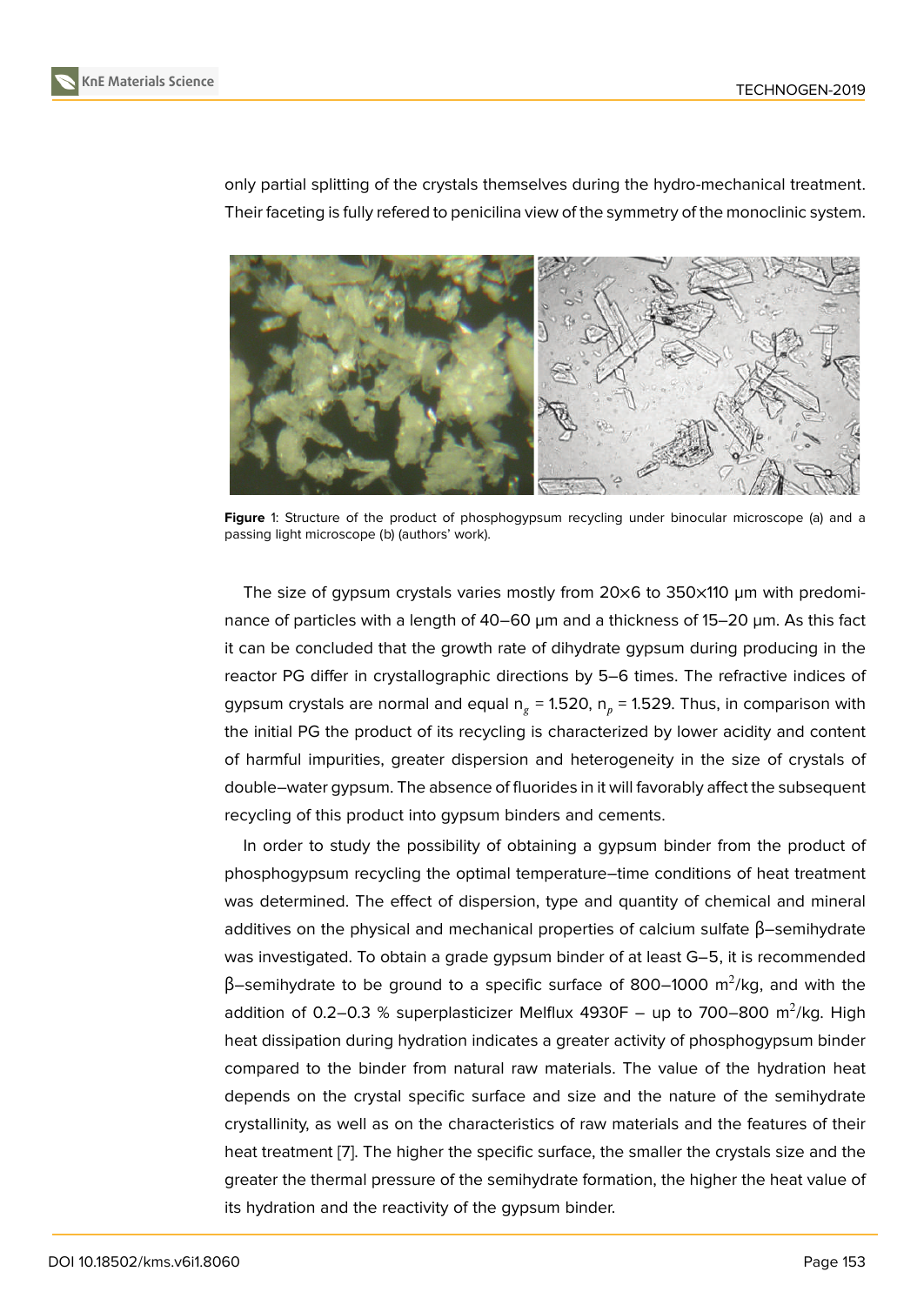only partial splitting of the crystals themselves during the hydro-mechanical treatment. Their faceting is fully refered to penicilina view of the symmetry of the monoclinic system.

**Figure** 1: Structure of the product of phosphogypsum recycling under binocular microscope (a) and a passing light microscope (b) (authors' work).

The size of gypsum crystals varies mostly from 20×6 to 350×110 μm with predominance of particles with a length of 40–60 μm and a thickness of 15–20 μm. As this fact it can be concluded that the growth rate of dihydrate gypsum during producing in the reactor PG differ in crystallographic directions by 5–6 times. The refractive indices of gypsum crystals are normal and equal $n_g$ = 1.520, $n_p$ = 1.529. Thus, in comparison with the initial PG the product of its recycling is characterized by lower acidity and content of harmful impurities, greater dispersion and heterogeneity in the size of crystals of double–water gypsum. The absence of fluorides in it will favorably affect the subsequent recycling of this product into gypsum binders and cements.

In order to study the possibility of obtaining a gypsum binder from the product of phosphogypsum recycling the optimal temperature–time conditions of heat treatment was determined. The effect of dispersion, type and quantity of chemical and mineral additives on the physical and mechanical properties of calcium sulfate β–semihydrate was investigated. To obtain a grade gypsum binder of at least G–5, it is recommended β–semihydrate to be ground to a specific surface of 800–1000 $m^2$/kg, and with the addition of 0.2–0.3 % superplasticizer Melflux 4930F – up to 700–800 $m^2$/kg. High heat dissipation during hydration indicates a greater activity of phosphogypsum binder compared to the binder from natural raw materials. The value of the hydration heat depends on the crystal specific surface and size and the nature of the semihydrate crystallinity, as well as on the characteristics of raw materials and the features of their heat treatment [7]. The higher the specific surface, the smaller the crystals size and the greater the thermal pressure of the semihydrate formation, the higher the heat value of its hydration and the reactivity of the gypsum binder.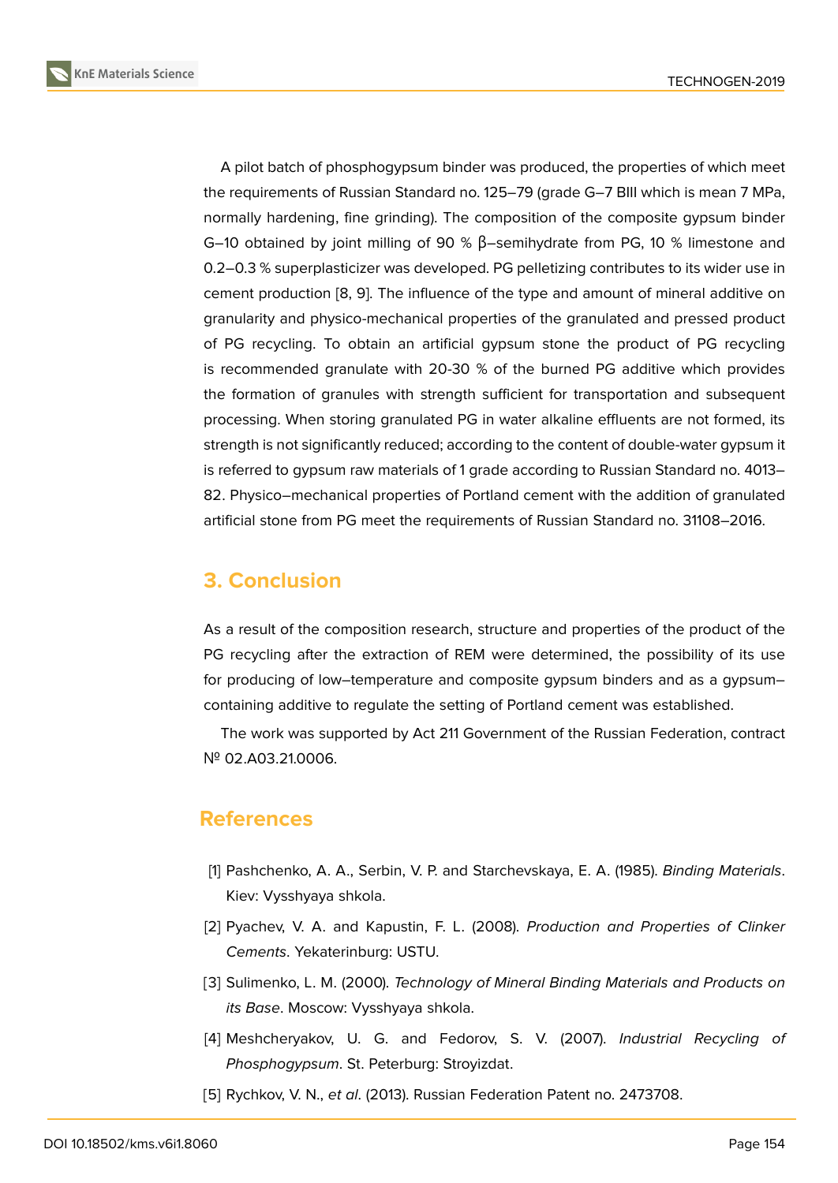A pilot batch of phosphogypsum binder was produced, the properties of which meet the requirements of Russian Standard no. 125–79 (grade G–7 BIII which is mean 7 MPa, normally hardening, fine grinding). The composition of the composite gypsum binder G–10 obtained by joint milling of 90 % β–semihydrate from PG, 10 % limestone and 0.2–0.3 % superplasticizer was developed. PG pelletizing contributes to its wider use in cement production [8, 9]. The influence of the type and amount of mineral additive on granularity and physico-mechanical properties of the granulated and pressed product of PG recycling. To obtain an artificial gypsum stone the product of PG recycling is recommended granulate with 20-30 % of the burned PG additive which provides the formation of granules with strength sufficient for transportation and subsequent processing. When storing granulated PG in water alkaline effluents are not formed, its strength is not significantly reduced; according to the content of double-water gypsum it is referred to gypsum raw materials of 1 grade according to Russian Standard no. 4013–82. Physico–mechanical properties of Portland cement with the addition of granulated artificial stone from PG meet the requirements of Russian Standard no. 31108–2016.

## 3. Conclusion

As a result of the composition research, structure and properties of the product of the PG recycling after the extraction of REM were determined, the possibility of its use for producing of low–temperature and composite gypsum binders and as a gypsum–containing additive to regulate the setting of Portland cement was established.

The work was supported by Act 211 Government of the Russian Federation, contract № 02.A03.21.0006.

## References

[1] Pashchenko, A. A., Serbin, V. P. and Starchevskaya, E. A. (1985). *Binding Materials*. Kiev: Vysshyaya shkola.

[2] Pyachev, V. A. and Kapustin, F. L. (2008). *Production and Properties of Clinker Cements*. Yekaterinburg: USTU.

[3] Sulimenko, L. M. (2000). *Technology of Mineral Binding Materials and Products on its Base*. Moscow: Vysshyaya shkola.

[4] Meshcheryakov, U. G. and Fedorov, S. V. (2007). *Industrial Recycling of Phosphogypsum*. St. Peterburg: Stroyizdat.

[5] Rychkov, V. N., *et al*. (2013). Russian Federation Patent no. 2473708.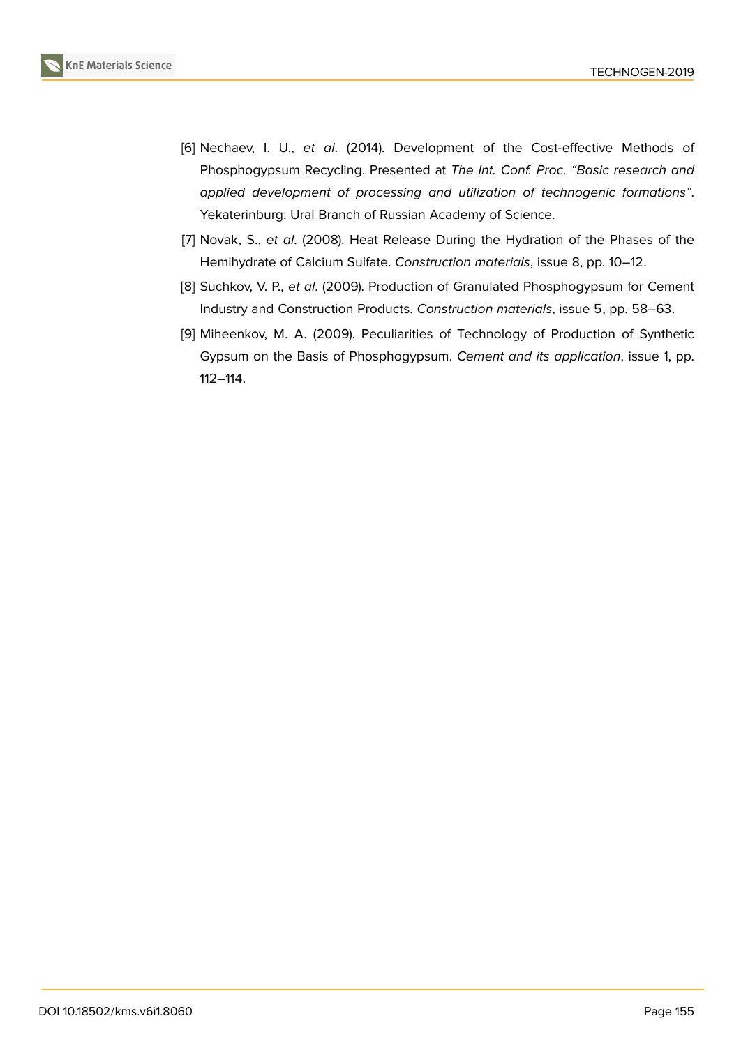[6] Nechaev, I. U., *et al*. (2014). Development of the Cost-effective Methods of Phosphogypsum Recycling. Presented at *The Int. Conf. Proc. "Basic research and applied development of processing and utilization of technogenic formations"*. Yekaterinburg: Ural Branch of Russian Academy of Science.

[7] Novak, S., *et al*. (2008). Heat Release During the Hydration of the Phases of the Hemihydrate of Calcium Sulfate. *Construction materials*, issue 8, pp. 10–12.

[8] Suchkov, V. P., *et al*. (2009). Production of Granulated Phosphogypsum for Cement Industry and Construction Products. *Construction materials*, issue 5, pp. 58–63.

[9] Miheenkov, M. A. (2009). Peculiarities of Technology of Production of Synthetic Gypsum on the Basis of Phosphogypsum. *Cement and its application*, issue 1, pp. 112–114.